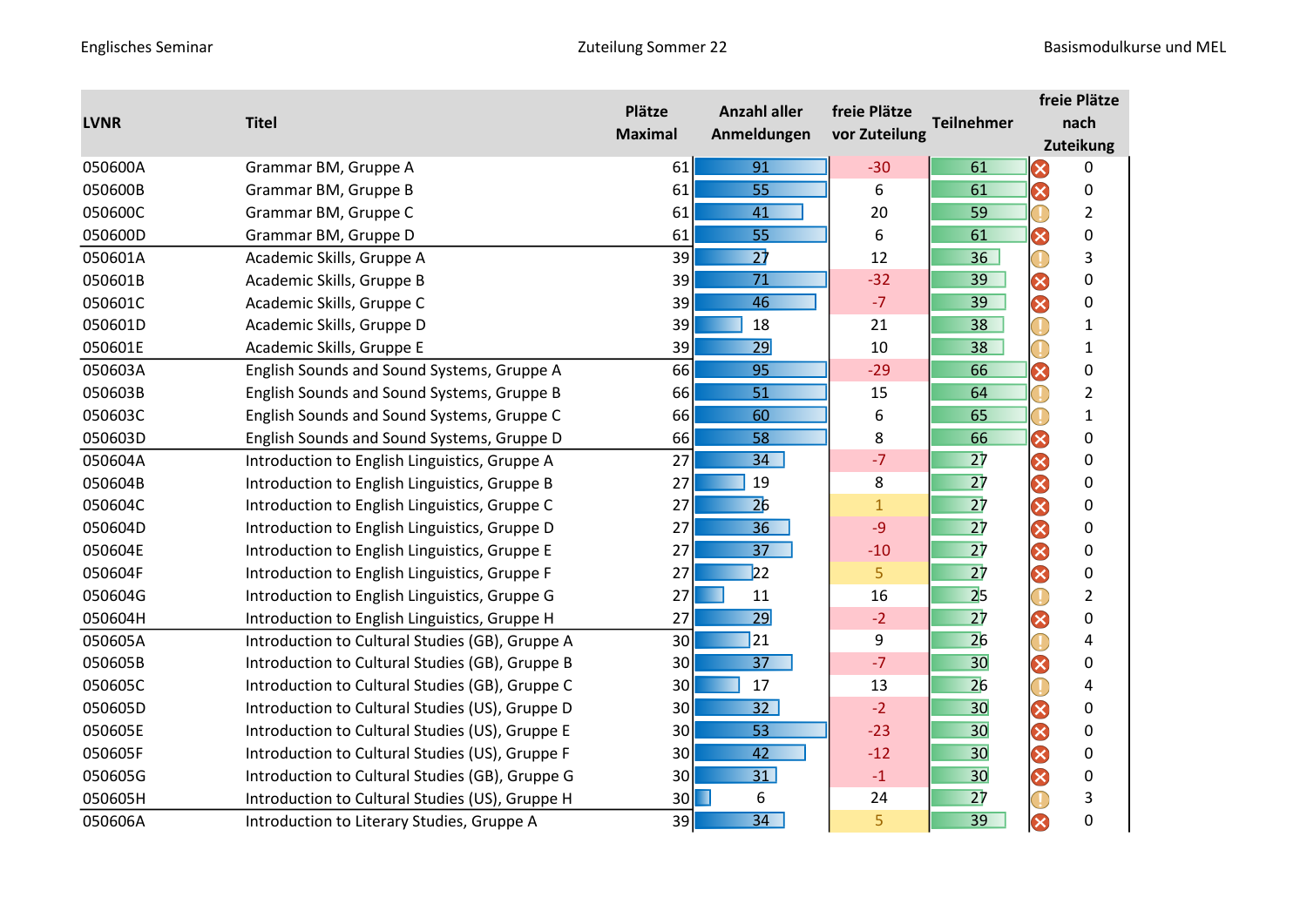Englisches Seminar — Zuteilung Sommer 22 — Basismodulkurse und MEL

| LVNR | Titel | Plätze Maximal | Anzahl aller Anmeldungen | freie Plätze vor Zuteilung | Teilnehmer | freie Plätze nach Zuteikung |
|---|---|---|---|---|---|---|
| 050600A | Grammar BM, Gruppe A | 61 | 91 | -30 | 61 | 0 |
| 050600B | Grammar BM, Gruppe B | 61 | 55 | 6 | 61 | 0 |
| 050600C | Grammar BM, Gruppe C | 61 | 41 | 20 | 59 | 2 |
| 050600D | Grammar BM, Gruppe D | 61 | 55 | 6 | 61 | 0 |
| 050601A | Academic Skills, Gruppe A | 39 | 27 | 12 | 36 | 3 |
| 050601B | Academic Skills, Gruppe B | 39 | 71 | -32 | 39 | 0 |
| 050601C | Academic Skills, Gruppe C | 39 | 46 | -7 | 39 | 0 |
| 050601D | Academic Skills, Gruppe D | 39 | 18 | 21 | 38 | 1 |
| 050601E | Academic Skills, Gruppe E | 39 | 29 | 10 | 38 | 1 |
| 050603A | English Sounds and Sound Systems, Gruppe A | 66 | 95 | -29 | 66 | 0 |
| 050603B | English Sounds and Sound Systems, Gruppe B | 66 | 51 | 15 | 64 | 2 |
| 050603C | English Sounds and Sound Systems, Gruppe C | 66 | 60 | 6 | 65 | 1 |
| 050603D | English Sounds and Sound Systems, Gruppe D | 66 | 58 | 8 | 66 | 0 |
| 050604A | Introduction to English Linguistics, Gruppe A | 27 | 34 | -7 | 27 | 0 |
| 050604B | Introduction to English Linguistics, Gruppe B | 27 | 19 | 8 | 27 | 0 |
| 050604C | Introduction to English Linguistics, Gruppe C | 27 | 26 | 1 | 27 | 0 |
| 050604D | Introduction to English Linguistics, Gruppe D | 27 | 36 | -9 | 27 | 0 |
| 050604E | Introduction to English Linguistics, Gruppe E | 27 | 37 | -10 | 27 | 0 |
| 050604F | Introduction to English Linguistics, Gruppe F | 27 | 22 | 5 | 27 | 0 |
| 050604G | Introduction to English Linguistics, Gruppe G | 27 | 11 | 16 | 25 | 2 |
| 050604H | Introduction to English Linguistics, Gruppe H | 27 | 29 | -2 | 27 | 0 |
| 050605A | Introduction to Cultural Studies (GB), Gruppe A | 30 | 21 | 9 | 26 | 4 |
| 050605B | Introduction to Cultural Studies (GB), Gruppe B | 30 | 37 | -7 | 30 | 0 |
| 050605C | Introduction to Cultural Studies (GB), Gruppe C | 30 | 17 | 13 | 26 | 4 |
| 050605D | Introduction to Cultural Studies (US), Gruppe D | 30 | 32 | -2 | 30 | 0 |
| 050605E | Introduction to Cultural Studies (US), Gruppe E | 30 | 53 | -23 | 30 | 0 |
| 050605F | Introduction to Cultural Studies (US), Gruppe F | 30 | 42 | -12 | 30 | 0 |
| 050605G | Introduction to Cultural Studies (GB), Gruppe G | 30 | 31 | -1 | 30 | 0 |
| 050605H | Introduction to Cultural Studies (US), Gruppe H | 30 | 6 | 24 | 27 | 3 |
| 050606A | Introduction to Literary Studies, Gruppe A | 39 | 34 | 5 | 39 | 0 |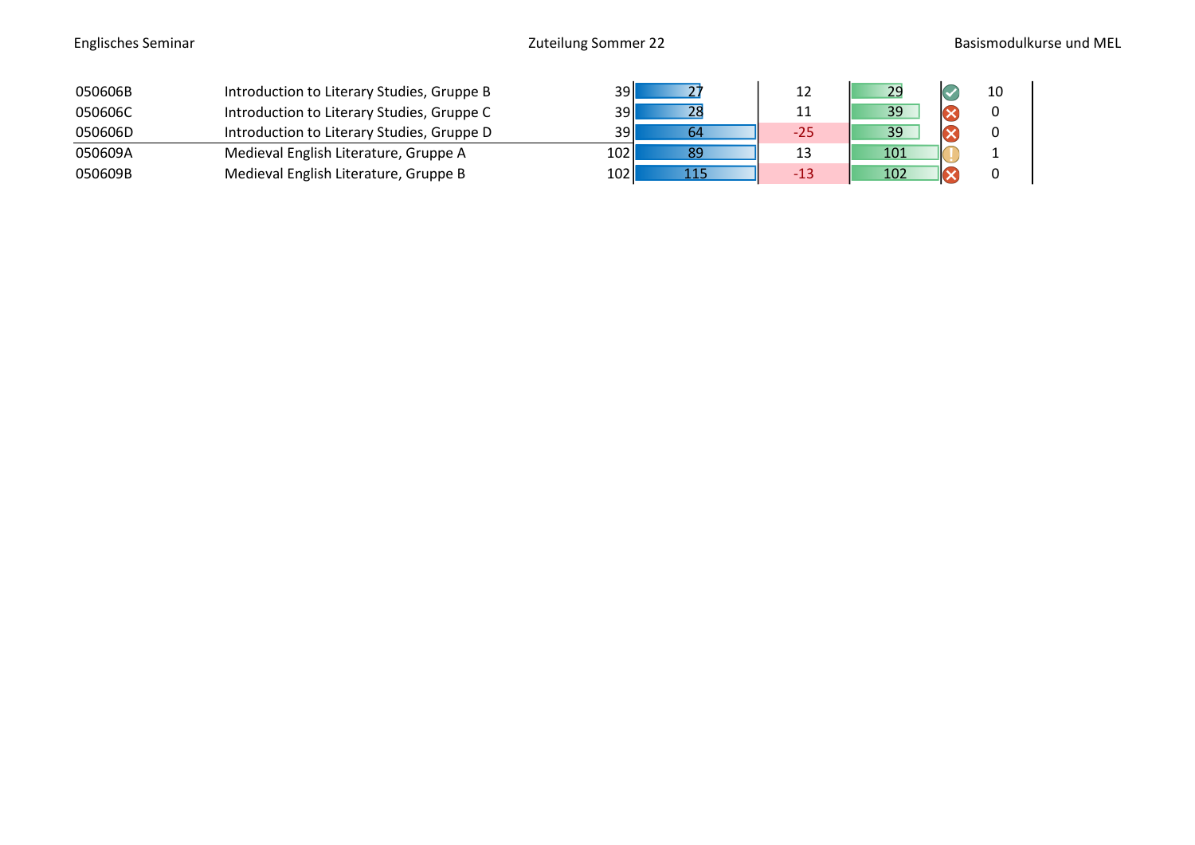| | | | | | | | |
|---|---|---|---|---|---|---|---|
| 050606B | Introduction to Literary Studies, Gruppe B | 39 | 27 | 12 | 29 | ✓ | 10 |
| 050606C | Introduction to Literary Studies, Gruppe C | 39 | 28 | 11 | 39 | ✗ | 0 |
| 050606D | Introduction to Literary Studies, Gruppe D | 39 | 64 | -25 | 39 | ✗ | 0 |
| 050609A | Medieval English Literature, Gruppe A | 102 | 89 | 13 | 101 | ! | 1 |
| 050609B | Medieval English Literature, Gruppe B | 102 | 115 | -13 | 102 | ✗ | 0 |